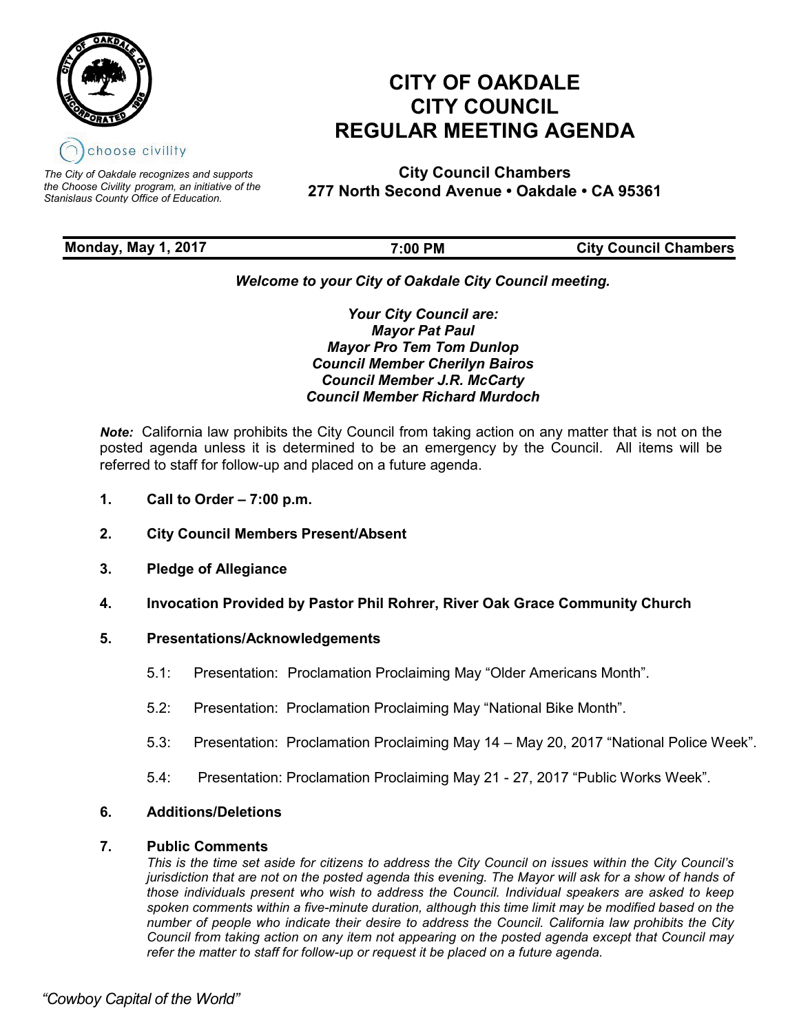choose civility

*The City of Oakdale recognizes and supports the Choose Civility program, an initiative of the Stanislaus County Office of Education.*

# CITY OF OAKDALE
# CITY COUNCIL
# REGULAR MEETING AGENDA

**City Council Chambers**
**277 North Second Avenue • Oakdale • CA 95361**

**Monday, May 1, 2017** | **7:00 PM** | **City Council Chambers**

***Welcome to your City of Oakdale City Council meeting.***

***Your City Council are:***
***Mayor Pat Paul***
***Mayor Pro Tem Tom Dunlop***
***Council Member Cherilyn Bairos***
***Council Member J.R. McCarty***
***Council Member Richard Murdoch***

***Note:*** California law prohibits the City Council from taking action on any matter that is not on the posted agenda unless it is determined to be an emergency by the Council. All items will be referred to staff for follow-up and placed on a future agenda.

1. **Call to Order – 7:00 p.m.**

2. **City Council Members Present/Absent**

3. **Pledge of Allegiance**

4. **Invocation Provided by Pastor Phil Rohrer, River Oak Grace Community Church**

5. **Presentations/Acknowledgements**

   5.1: Presentation: Proclamation Proclaiming May "Older Americans Month".

   5.2: Presentation: Proclamation Proclaiming May "National Bike Month".

   5.3: Presentation: Proclamation Proclaiming May 14 – May 20, 2017 "National Police Week".

   5.4: Presentation: Proclamation Proclaiming May 21 - 27, 2017 "Public Works Week".

6. **Additions/Deletions**

7. **Public Comments**
   *This is the time set aside for citizens to address the City Council on issues within the City Council's jurisdiction that are not on the posted agenda this evening. The Mayor will ask for a show of hands of those individuals present who wish to address the Council. Individual speakers are asked to keep spoken comments within a five-minute duration, although this time limit may be modified based on the number of people who indicate their desire to address the Council. California law prohibits the City Council from taking action on any item not appearing on the posted agenda except that Council may refer the matter to staff for follow-up or request it be placed on a future agenda.*

*"Cowboy Capital of the World"*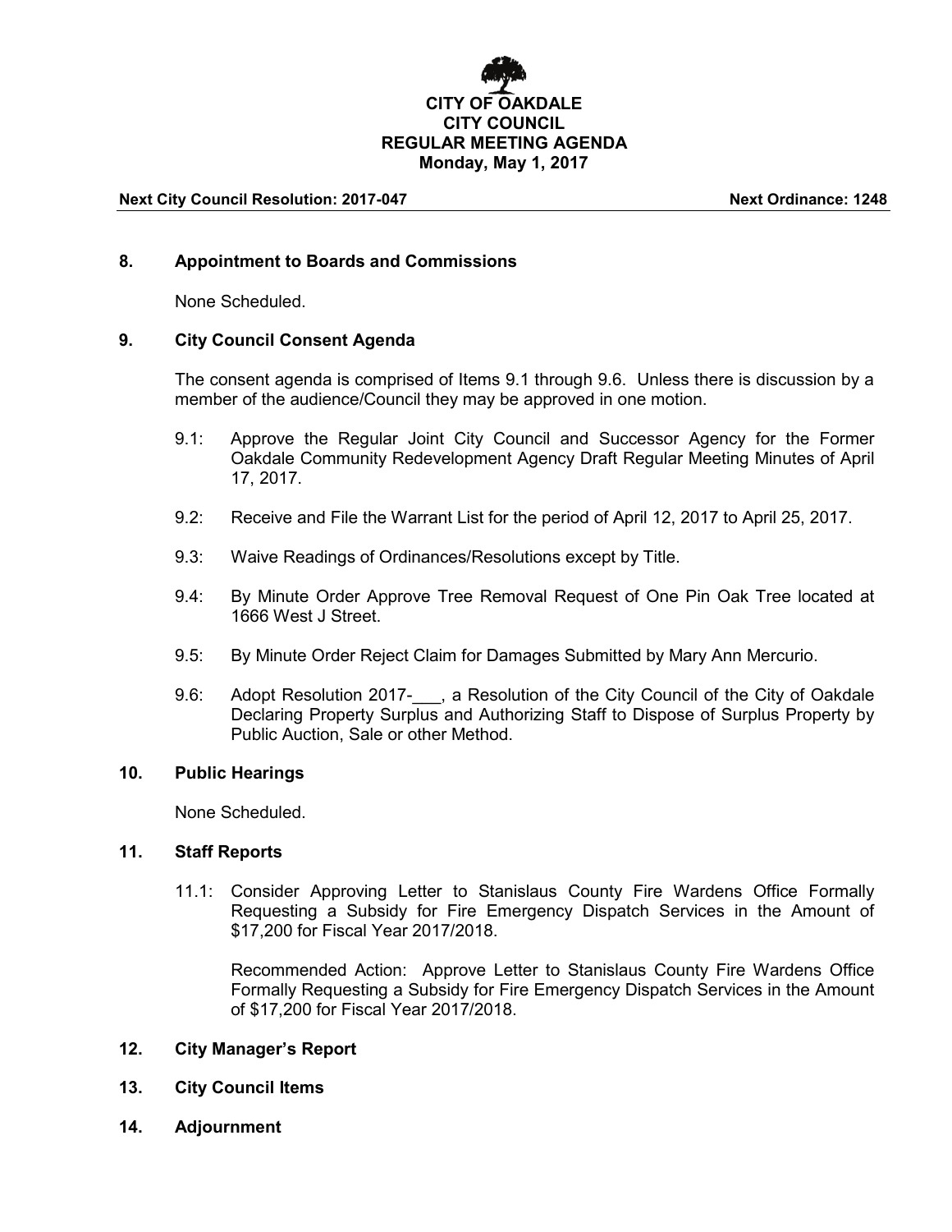**CITY OF OAKDALE**
**CITY COUNCIL**
**REGULAR MEETING AGENDA**
**Monday, May 1, 2017**

**Next City Council Resolution: 2017-047** **Next Ordinance: 1248**

### 8. Appointment to Boards and Commissions

None Scheduled.

### 9. City Council Consent Agenda

The consent agenda is comprised of Items 9.1 through 9.6. Unless there is discussion by a member of the audience/Council they may be approved in one motion.

9.1: Approve the Regular Joint City Council and Successor Agency for the Former Oakdale Community Redevelopment Agency Draft Regular Meeting Minutes of April 17, 2017.

9.2: Receive and File the Warrant List for the period of April 12, 2017 to April 25, 2017.

9.3: Waive Readings of Ordinances/Resolutions except by Title.

9.4: By Minute Order Approve Tree Removal Request of One Pin Oak Tree located at 1666 West J Street.

9.5: By Minute Order Reject Claim for Damages Submitted by Mary Ann Mercurio.

9.6: Adopt Resolution 2017-___, a Resolution of the City Council of the City of Oakdale Declaring Property Surplus and Authorizing Staff to Dispose of Surplus Property by Public Auction, Sale or other Method.

### 10. Public Hearings

None Scheduled.

### 11. Staff Reports

11.1: Consider Approving Letter to Stanislaus County Fire Wardens Office Formally Requesting a Subsidy for Fire Emergency Dispatch Services in the Amount of $17,200 for Fiscal Year 2017/2018.

Recommended Action: Approve Letter to Stanislaus County Fire Wardens Office Formally Requesting a Subsidy for Fire Emergency Dispatch Services in the Amount of $17,200 for Fiscal Year 2017/2018.

### 12. City Manager's Report

### 13. City Council Items

### 14. Adjournment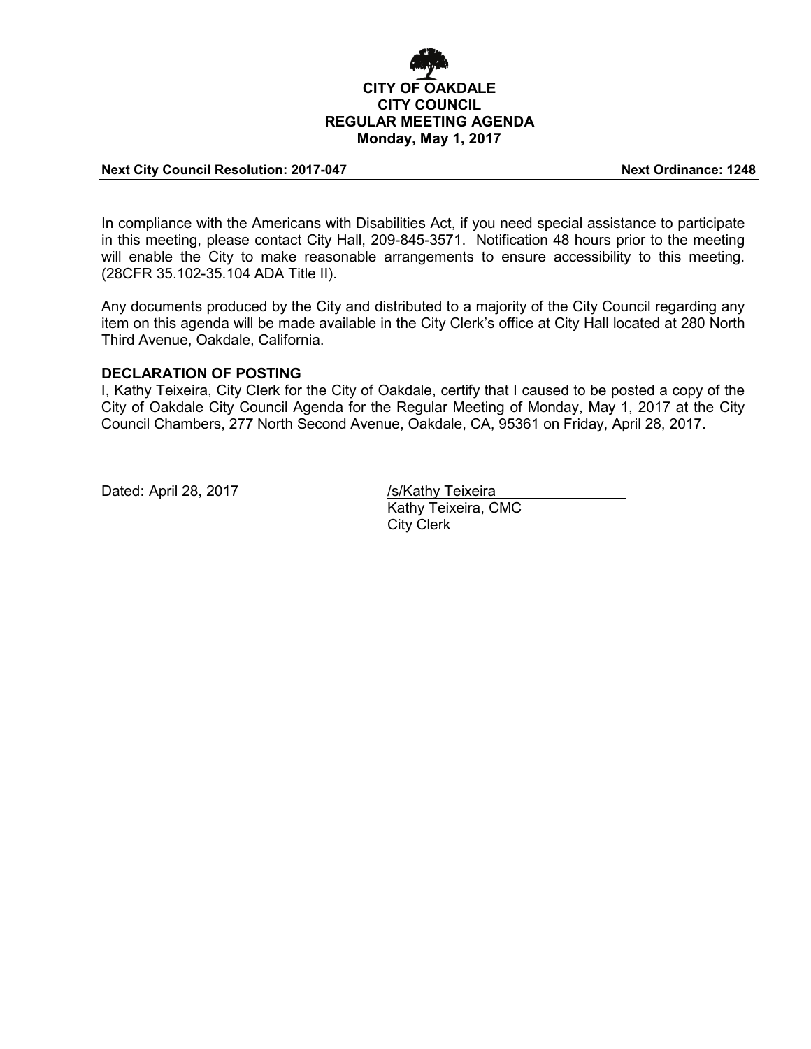**CITY OF OAKDALE**
**CITY COUNCIL**
**REGULAR MEETING AGENDA**
**Monday, May 1, 2017**

**Next City Council Resolution: 2017-047** **Next Ordinance: 1248**

In compliance with the Americans with Disabilities Act, if you need special assistance to participate in this meeting, please contact City Hall, 209-845-3571. Notification 48 hours prior to the meeting will enable the City to make reasonable arrangements to ensure accessibility to this meeting. (28CFR 35.102-35.104 ADA Title II).

Any documents produced by the City and distributed to a majority of the City Council regarding any item on this agenda will be made available in the City Clerk's office at City Hall located at 280 North Third Avenue, Oakdale, California.

**DECLARATION OF POSTING**

I, Kathy Teixeira, City Clerk for the City of Oakdale, certify that I caused to be posted a copy of the City of Oakdale City Council Agenda for the Regular Meeting of Monday, May 1, 2017 at the City Council Chambers, 277 North Second Avenue, Oakdale, CA, 95361 on Friday, April 28, 2017.

Dated: April 28, 2017

/s/Kathy Teixeira
Kathy Teixeira, CMC
City Clerk